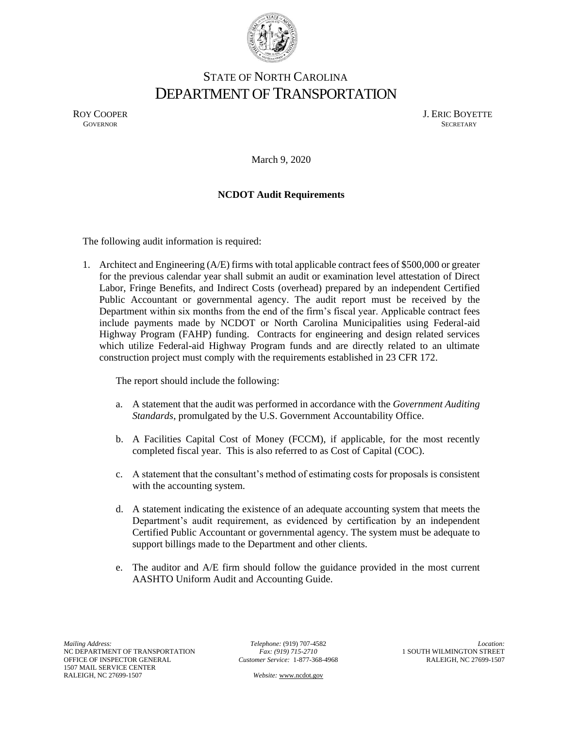# STATE OF NORTH CAROLINA
# DEPARTMENT OF TRANSPORTATION

ROY COOPER
GOVERNOR

J. ERIC BOYETTE
SECRETARY

March 9, 2020

**NCDOT Audit Requirements**

The following audit information is required:

1. Architect and Engineering (A/E) firms with total applicable contract fees of $500,000 or greater for the previous calendar year shall submit an audit or examination level attestation of Direct Labor, Fringe Benefits, and Indirect Costs (overhead) prepared by an independent Certified Public Accountant or governmental agency. The audit report must be received by the Department within six months from the end of the firm's fiscal year. Applicable contract fees include payments made by NCDOT or North Carolina Municipalities using Federal-aid Highway Program (FAHP) funding. Contracts for engineering and design related services which utilize Federal-aid Highway Program funds and are directly related to an ultimate construction project must comply with the requirements established in 23 CFR 172.

   The report should include the following:

   a. A statement that the audit was performed in accordance with the *Government Auditing Standards*, promulgated by the U.S. Government Accountability Office.

   b. A Facilities Capital Cost of Money (FCCM), if applicable, for the most recently completed fiscal year. This is also referred to as Cost of Capital (COC).

   c. A statement that the consultant's method of estimating costs for proposals is consistent with the accounting system.

   d. A statement indicating the existence of an adequate accounting system that meets the Department's audit requirement, as evidenced by certification by an independent Certified Public Accountant or governmental agency. The system must be adequate to support billings made to the Department and other clients.

   e. The auditor and A/E firm should follow the guidance provided in the most current AASHTO Uniform Audit and Accounting Guide.

*Mailing Address:*
NC DEPARTMENT OF TRANSPORTATION
OFFICE OF INSPECTOR GENERAL
1507 MAIL SERVICE CENTER
RALEIGH, NC 27699-1507

*Telephone:* (919) 707-4582
*Fax: (919) 715-2710*
*Customer Service:* 1-877-368-4968

*Website:* www.ncdot.gov

*Location:*
1 SOUTH WILMINGTON STREET
RALEIGH, NC 27699-1507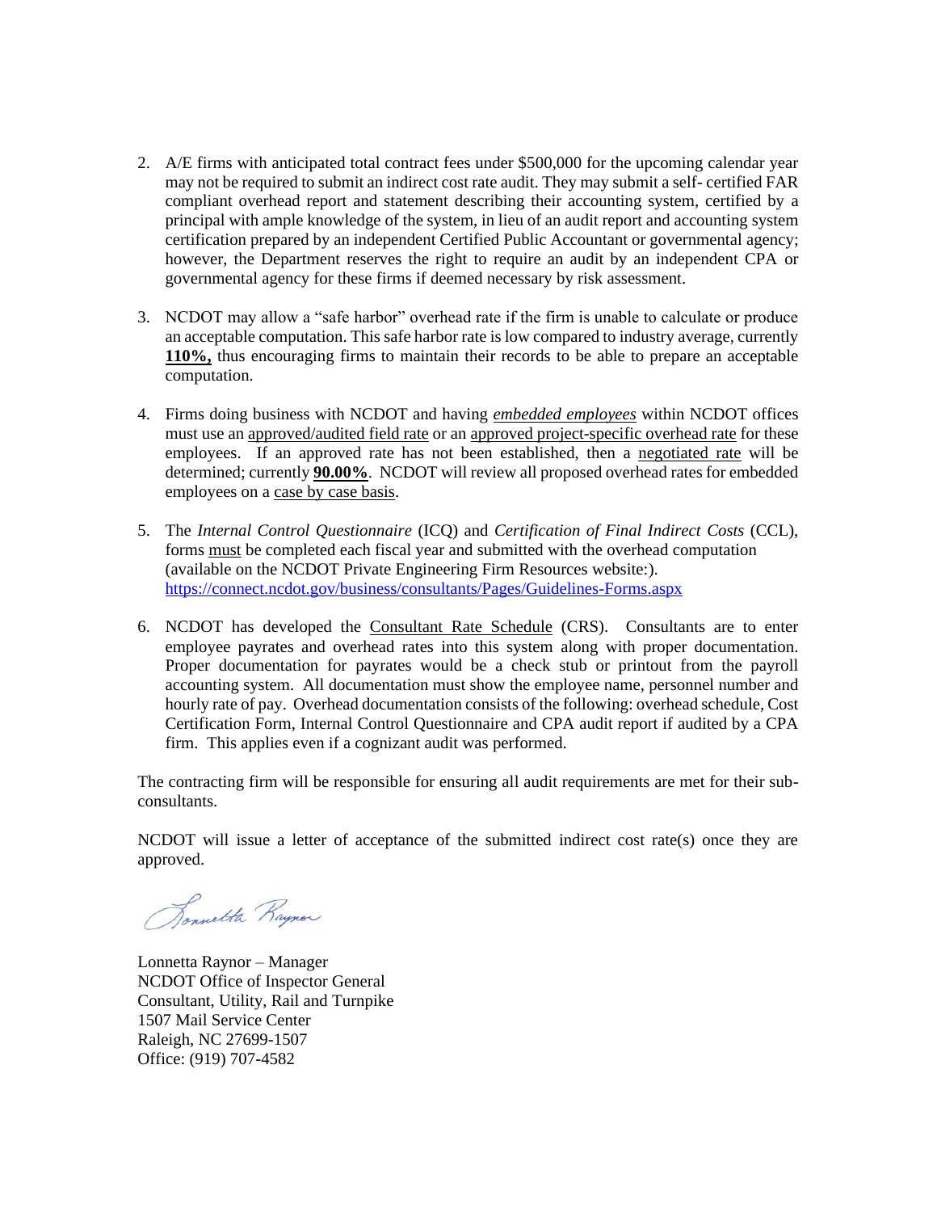2. A/E firms with anticipated total contract fees under $500,000 for the upcoming calendar year may not be required to submit an indirect cost rate audit. They may submit a self- certified FAR compliant overhead report and statement describing their accounting system, certified by a principal with ample knowledge of the system, in lieu of an audit report and accounting system certification prepared by an independent Certified Public Accountant or governmental agency; however, the Department reserves the right to require an audit by an independent CPA or governmental agency for these firms if deemed necessary by risk assessment.

3. NCDOT may allow a "safe harbor" overhead rate if the firm is unable to calculate or produce an acceptable computation. This safe harbor rate is low compared to industry average, currently **110%,** thus encouraging firms to maintain their records to be able to prepare an acceptable computation.

4. Firms doing business with NCDOT and having *embedded employees* within NCDOT offices must use an approved/audited field rate or an approved project-specific overhead rate for these employees. If an approved rate has not been established, then a negotiated rate will be determined; currently **90.00%**. NCDOT will review all proposed overhead rates for embedded employees on a case by case basis.

5. The *Internal Control Questionnaire* (ICQ) and *Certification of Final Indirect Costs* (CCL), forms must be completed each fiscal year and submitted with the overhead computation (available on the NCDOT Private Engineering Firm Resources website:). https://connect.ncdot.gov/business/consultants/Pages/Guidelines-Forms.aspx

6. NCDOT has developed the Consultant Rate Schedule (CRS). Consultants are to enter employee payrates and overhead rates into this system along with proper documentation. Proper documentation for payrates would be a check stub or printout from the payroll accounting system. All documentation must show the employee name, personnel number and hourly rate of pay. Overhead documentation consists of the following: overhead schedule, Cost Certification Form, Internal Control Questionnaire and CPA audit report if audited by a CPA firm. This applies even if a cognizant audit was performed.

The contracting firm will be responsible for ensuring all audit requirements are met for their sub-consultants.

NCDOT will issue a letter of acceptance of the submitted indirect cost rate(s) once they are approved.

Lonnetta Raynor – Manager
NCDOT Office of Inspector General
Consultant, Utility, Rail and Turnpike
1507 Mail Service Center
Raleigh, NC 27699-1507
Office: (919) 707-4582